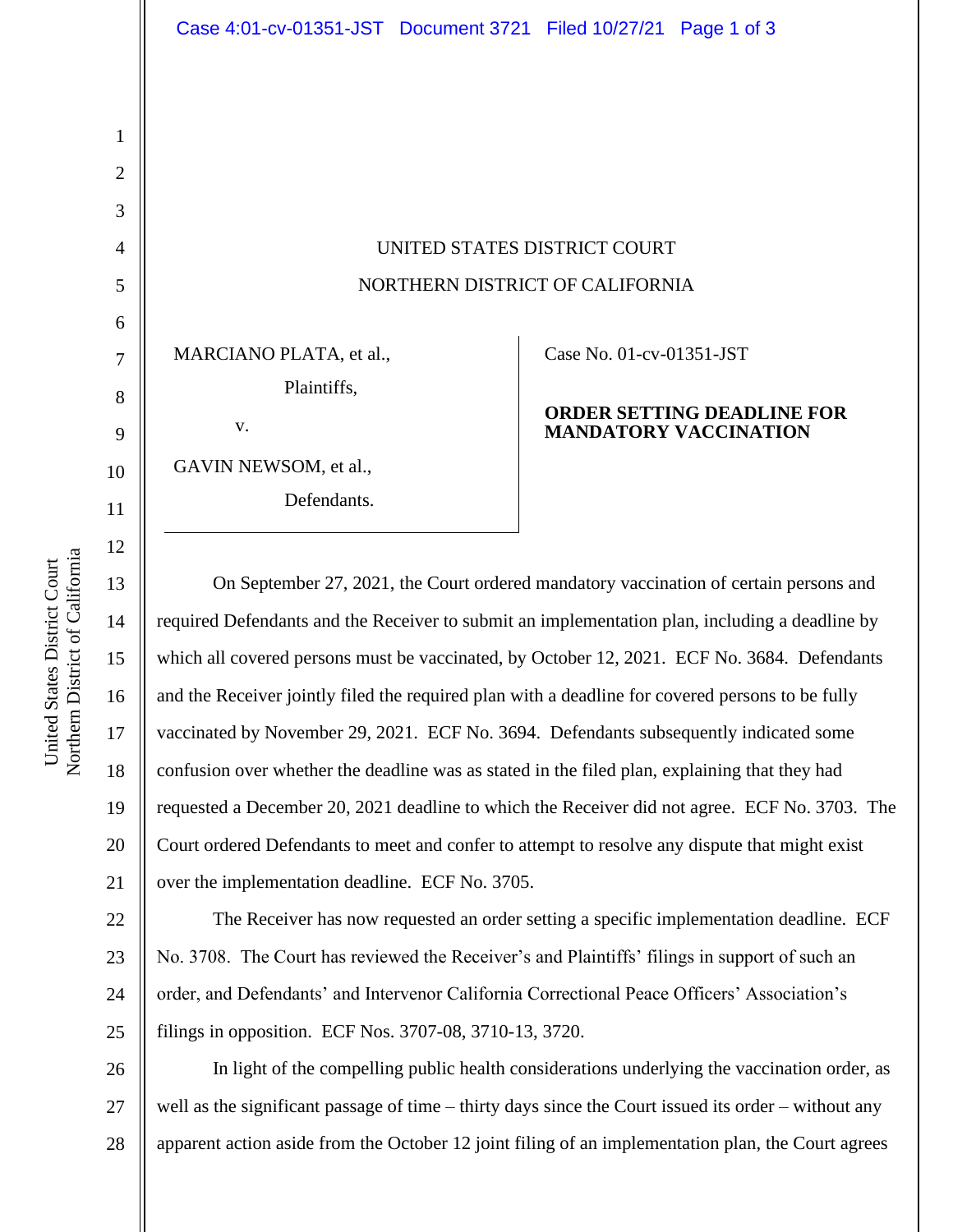UNITED STATES DISTRICT COURT

NORTHERN DISTRICT OF CALIFORNIA

| | |
|---|---|
| MARCIANO PLATA, et al.,<br>Plaintiffs,<br>v.<br>GAVIN NEWSOM, et al.,<br>Defendants. | Case No. 01-cv-01351-JST<br><br>**ORDER SETTING DEADLINE FOR MANDATORY VACCINATION** |

On September 27, 2021, the Court ordered mandatory vaccination of certain persons and required Defendants and the Receiver to submit an implementation plan, including a deadline by which all covered persons must be vaccinated, by October 12, 2021. ECF No. 3684. Defendants and the Receiver jointly filed the required plan with a deadline for covered persons to be fully vaccinated by November 29, 2021. ECF No. 3694. Defendants subsequently indicated some confusion over whether the deadline was as stated in the filed plan, explaining that they had requested a December 20, 2021 deadline to which the Receiver did not agree. ECF No. 3703. The Court ordered Defendants to meet and confer to attempt to resolve any dispute that might exist over the implementation deadline. ECF No. 3705.

The Receiver has now requested an order setting a specific implementation deadline. ECF No. 3708. The Court has reviewed the Receiver's and Plaintiffs' filings in support of such an order, and Defendants' and Intervenor California Correctional Peace Officers' Association's filings in opposition. ECF Nos. 3707-08, 3710-13, 3720.

In light of the compelling public health considerations underlying the vaccination order, as well as the significant passage of time – thirty days since the Court issued its order – without any apparent action aside from the October 12 joint filing of an implementation plan, the Court agrees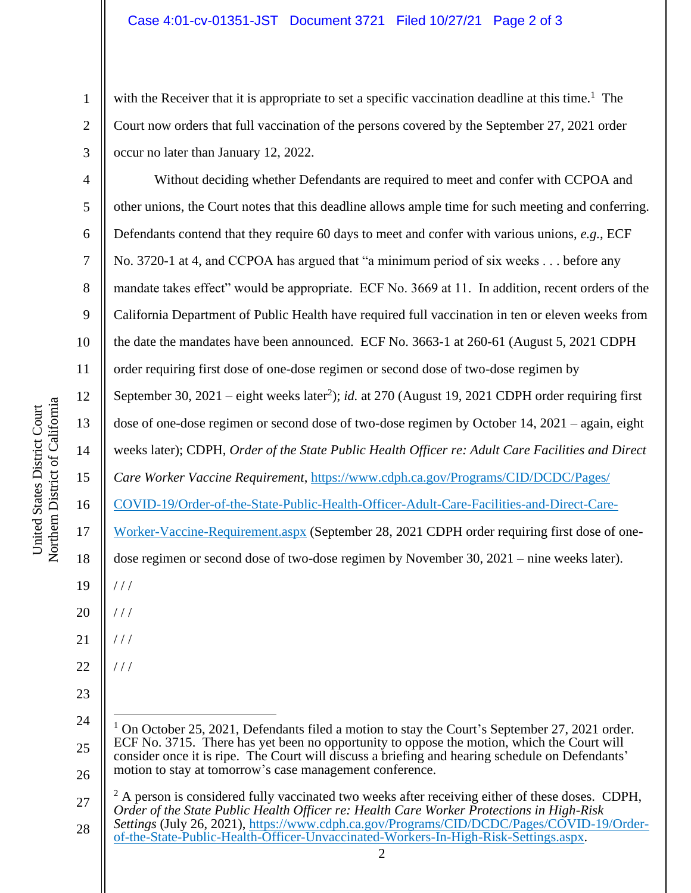with the Receiver that it is appropriate to set a specific vaccination deadline at this time.[1] The Court now orders that full vaccination of the persons covered by the September 27, 2021 order occur no later than January 12, 2022.

Without deciding whether Defendants are required to meet and confer with CCPOA and other unions, the Court notes that this deadline allows ample time for such meeting and conferring. Defendants contend that they require 60 days to meet and confer with various unions, *e.g.*, ECF No. 3720-1 at 4, and CCPOA has argued that "a minimum period of six weeks . . . before any mandate takes effect" would be appropriate. ECF No. 3669 at 11. In addition, recent orders of the California Department of Public Health have required full vaccination in ten or eleven weeks from the date the mandates have been announced. ECF No. 3663-1 at 260-61 (August 5, 2021 CDPH order requiring first dose of one-dose regimen or second dose of two-dose regimen by September 30, 2021 – eight weeks later[2]); *id.* at 270 (August 19, 2021 CDPH order requiring first dose of one-dose regimen or second dose of two-dose regimen by October 14, 2021 – again, eight weeks later); CDPH, *Order of the State Public Health Officer re: Adult Care Facilities and Direct Care Worker Vaccine Requirement*, https://www.cdph.ca.gov/Programs/CID/DCDC/Pages/COVID-19/Order-of-the-State-Public-Health-Officer-Adult-Care-Facilities-and-Direct-Care-Worker-Vaccine-Requirement.aspx (September 28, 2021 CDPH order requiring first dose of one-dose regimen or second dose of two-dose regimen by November 30, 2021 – nine weeks later).

/ / /

/ / /

/ / /

/ / /

---

[1] On October 25, 2021, Defendants filed a motion to stay the Court's September 27, 2021 order. ECF No. 3715. There has yet been no opportunity to oppose the motion, which the Court will consider once it is ripe. The Court will discuss a briefing and hearing schedule on Defendants' motion to stay at tomorrow's case management conference.

[2] A person is considered fully vaccinated two weeks after receiving either of these doses. CDPH, *Order of the State Public Health Officer re: Health Care Worker Protections in High-Risk Settings* (July 26, 2021), https://www.cdph.ca.gov/Programs/CID/DCDC/Pages/COVID-19/Order-of-the-State-Public-Health-Officer-Unvaccinated-Workers-In-High-Risk-Settings.aspx.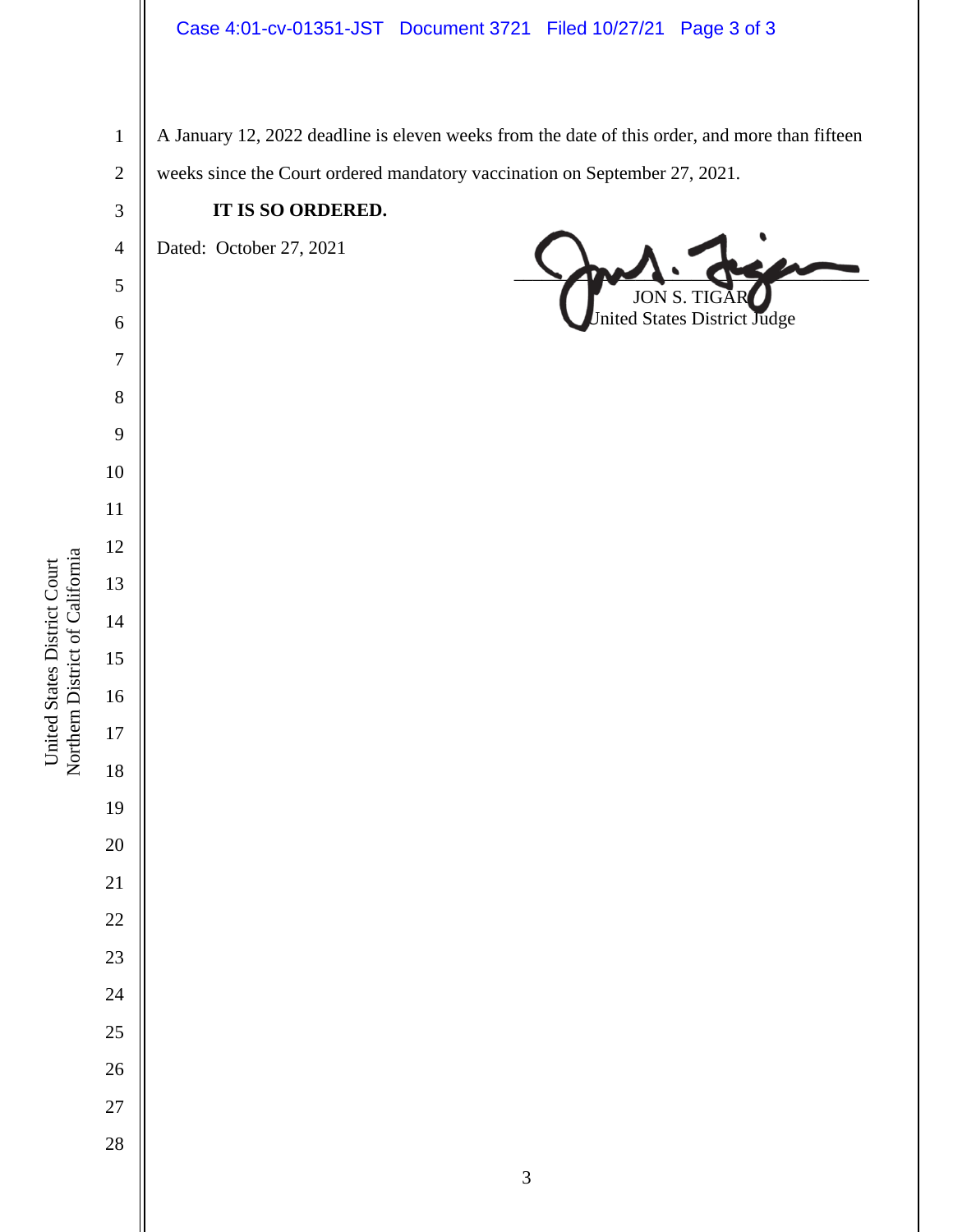A January 12, 2022 deadline is eleven weeks from the date of this order, and more than fifteen weeks since the Court ordered mandatory vaccination on September 27, 2021.

**IT IS SO ORDERED.**

Dated: October 27, 2021

JON S. TIGAR
United States District Judge